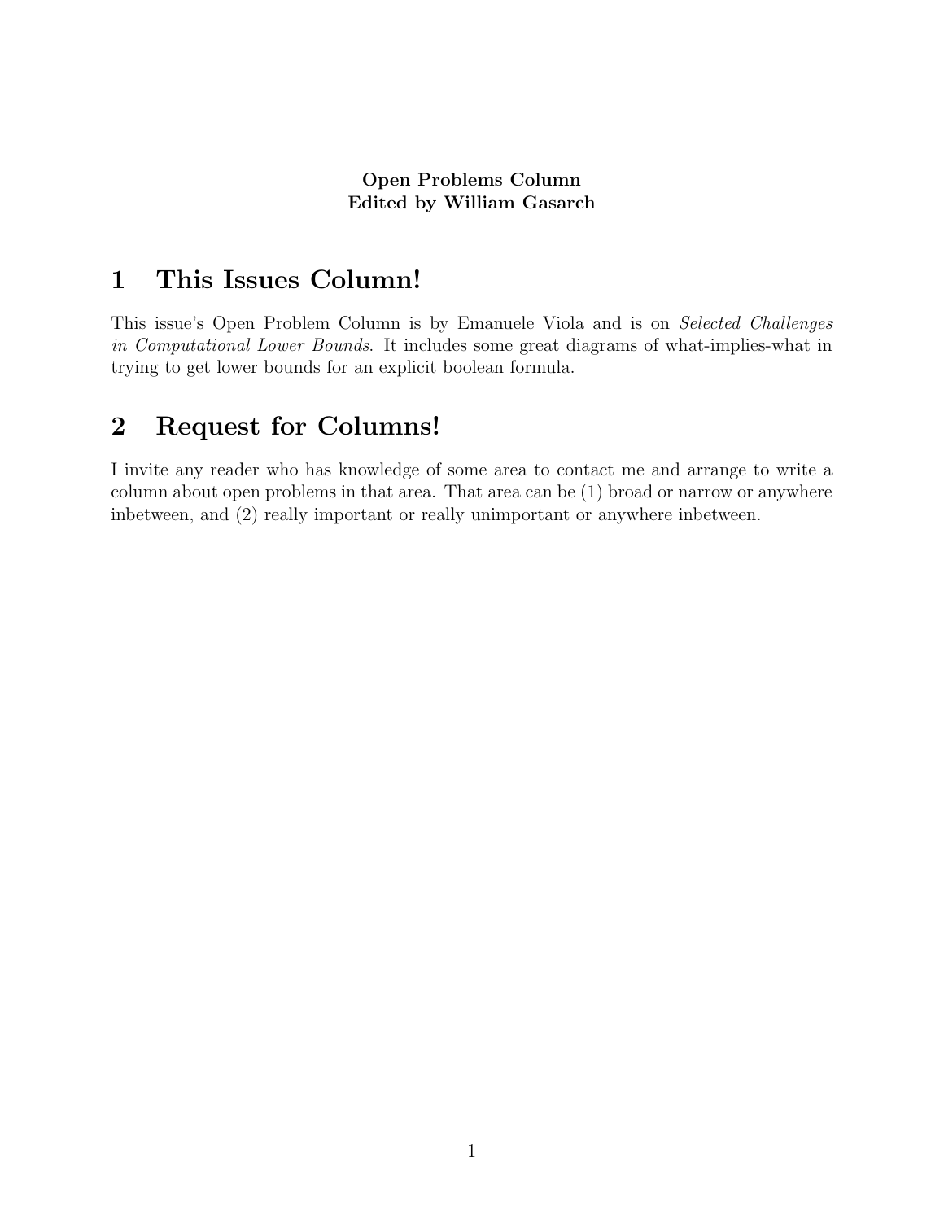**Open Problems Column**
**Edited by William Gasarch**

# 1 This Issues Column!

This issue's Open Problem Column is by Emanuele Viola and is on *Selected Challenges in Computational Lower Bounds*. It includes some great diagrams of what-implies-what in trying to get lower bounds for an explicit boolean formula.

# 2 Request for Columns!

I invite any reader who has knowledge of some area to contact me and arrange to write a column about open problems in that area. That area can be (1) broad or narrow or anywhere inbetween, and (2) really important or really unimportant or anywhere inbetween.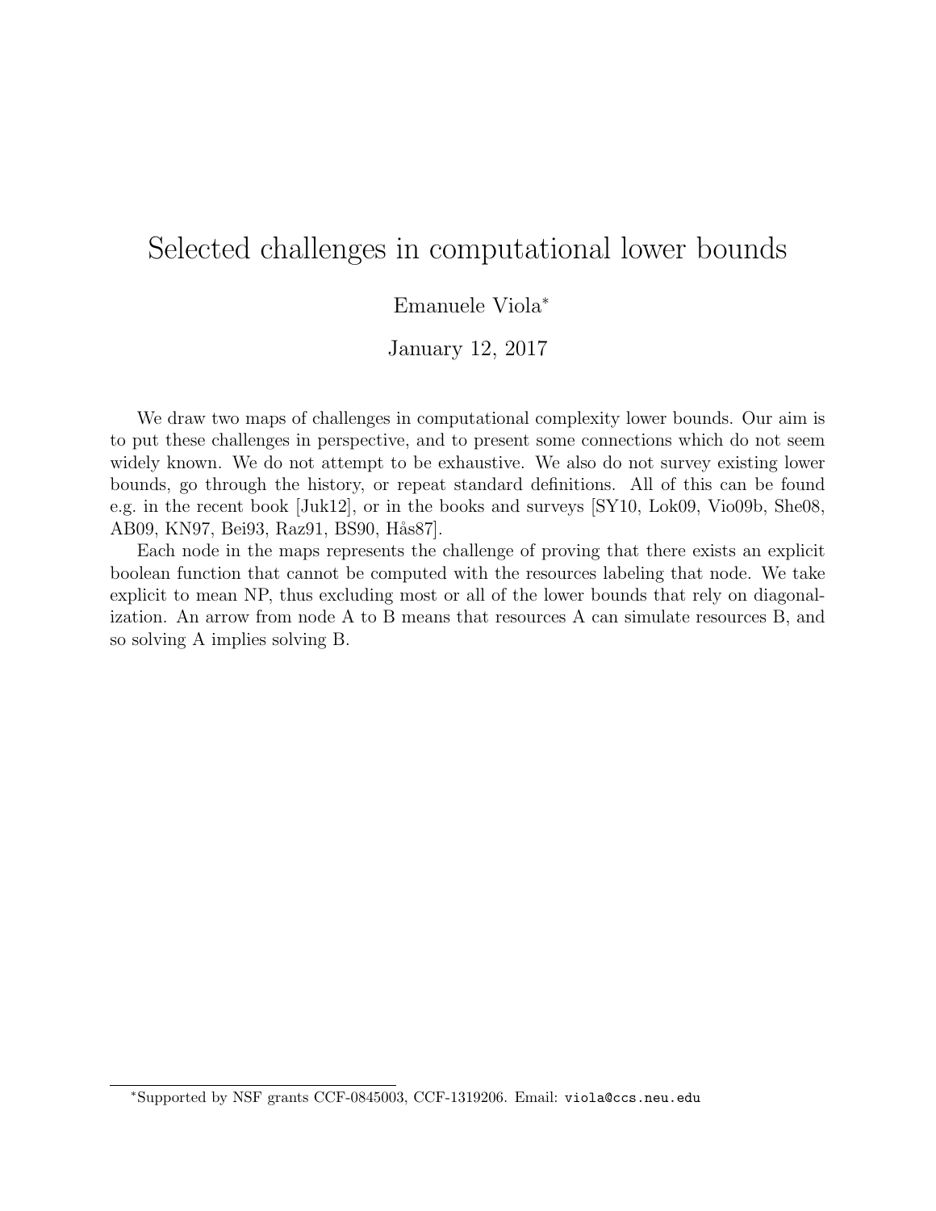# Selected challenges in computational lower bounds

Emanuele Viola*

January 12, 2017

We draw two maps of challenges in computational complexity lower bounds. Our aim is to put these challenges in perspective, and to present some connections which do not seem widely known. We do not attempt to be exhaustive. We also do not survey existing lower bounds, go through the history, or repeat standard definitions. All of this can be found e.g. in the recent book [Juk12], or in the books and surveys [SY10, Lok09, Vio09b, She08, AB09, KN97, Bei93, Raz91, BS90, Hås87].

Each node in the maps represents the challenge of proving that there exists an explicit boolean function that cannot be computed with the resources labeling that node. We take explicit to mean NP, thus excluding most or all of the lower bounds that rely on diagonalization. An arrow from node A to B means that resources A can simulate resources B, and so solving A implies solving B.

*Supported by NSF grants CCF-0845003, CCF-1319206. Email: `viola@ccs.neu.edu`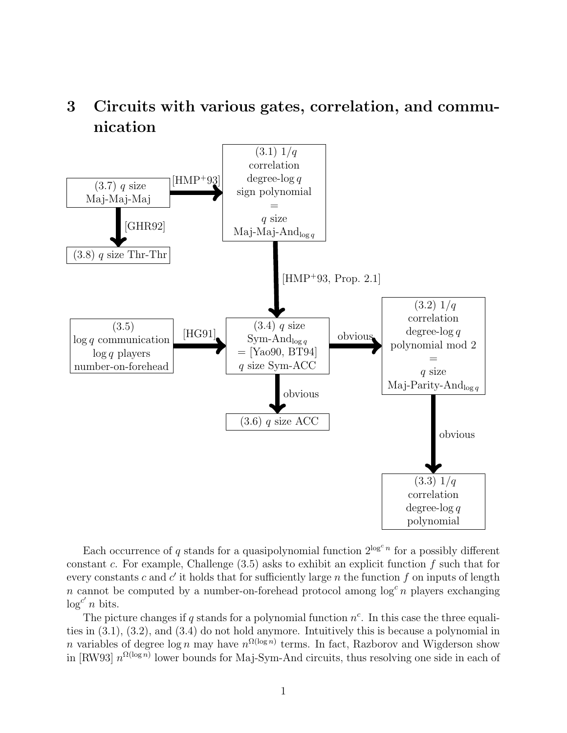# 3 Circuits with various gates, correlation, and communication

(3.7) $q$ size Maj-Maj-Maj

[HMP$^+$93]

(3.1) $1/q$ correlation degree-$\log q$ sign polynomial = $q$ size Maj-Maj-And$_{\log q}$

[GHR92]

(3.8) $q$ size Thr-Thr

[HMP$^+$93, Prop. 2.1]

(3.5) $\log q$ communication $\log q$ players number-on-forehead

[HG91]

(3.4) $q$ size Sym-And$_{\log q}$ = [Yao90, BT94] $q$ size Sym-ACC

obvious

(3.2) $1/q$ correlation degree-$\log q$ polynomial mod 2 = $q$ size Maj-Parity-And$_{\log q}$

obvious

(3.6) $q$ size ACC

obvious

(3.3) $1/q$ correlation degree-$\log q$ polynomial

Each occurrence of $q$ stands for a quasipolynomial function $2^{\log^c n}$ for a possibly different constant $c$. For example, Challenge (3.5) asks to exhibit an explicit function $f$ such that for every constants $c$ and $c'$ it holds that for sufficiently large $n$ the function $f$ on inputs of length $n$ cannot be computed by a number-on-forehead protocol among $\log^c n$ players exchanging $\log^{c'} n$ bits.

The picture changes if $q$ stands for a polynomial function $n^c$. In this case the three equalities in (3.1), (3.2), and (3.4) do not hold anymore. Intuitively this is because a polynomial in $n$ variables of degree $\log n$ may have $n^{\Omega(\log n)}$ terms. In fact, Razborov and Wigderson show in [RW93] $n^{\Omega(\log n)}$ lower bounds for Maj-Sym-And circuits, thus resolving one side in each of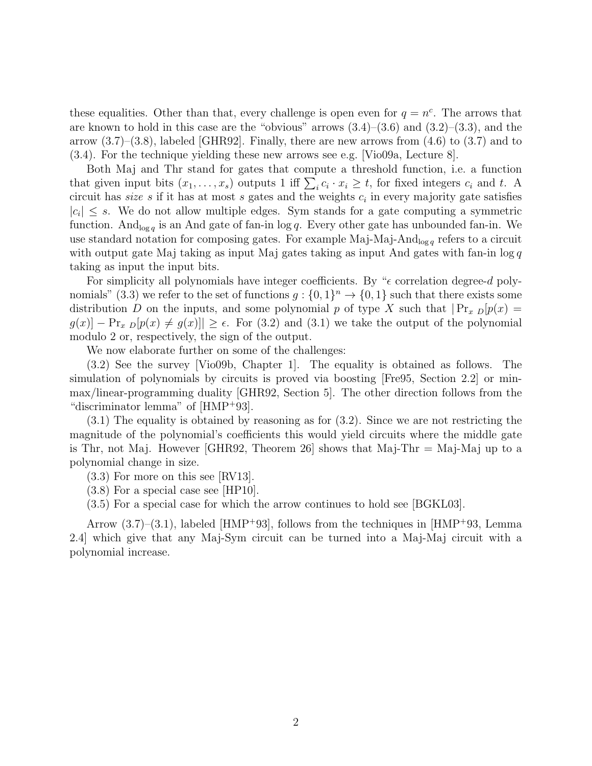these equalities. Other than that, every challenge is open even for $q = n^c$. The arrows that are known to hold in this case are the "obvious" arrows (3.4)–(3.6) and (3.2)–(3.3), and the arrow (3.7)–(3.8), labeled [GHR92]. Finally, there are new arrows from (4.6) to (3.7) and to (3.4). For the technique yielding these new arrows see e.g. [Vio09a, Lecture 8].

Both Maj and Thr stand for gates that compute a threshold function, i.e. a function that given input bits $(x_1, \ldots, x_s)$ outputs 1 iff $\sum_i c_i \cdot x_i \geq t$, for fixed integers $c_i$ and $t$. A circuit has *size* $s$ if it has at most $s$ gates and the weights $c_i$ in every majority gate satisfies $|c_i| \leq s$. We do not allow multiple edges. Sym stands for a gate computing a symmetric function. $\text{And}_{\log q}$ is an And gate of fan-in $\log q$. Every other gate has unbounded fan-in. We use standard notation for composing gates. For example Maj-Maj-$\text{And}_{\log q}$ refers to a circuit with output gate Maj taking as input Maj gates taking as input And gates with fan-in $\log q$ taking as input the input bits.

For simplicity all polynomials have integer coefficients. By "$\epsilon$ correlation degree-$d$ polynomials" (3.3) we refer to the set of functions $g : \{0,1\}^n \to \{0,1\}$ such that there exists some distribution $D$ on the inputs, and some polynomial $p$ of type $X$ such that $|\Pr_{x\ D}[p(x) = g(x)] - \Pr_{x\ D}[p(x) \neq g(x)]| \geq \epsilon$. For (3.2) and (3.1) we take the output of the polynomial modulo 2 or, respectively, the sign of the output.

We now elaborate further on some of the challenges:

(3.2) See the survey [Vio09b, Chapter 1]. The equality is obtained as follows. The simulation of polynomials by circuits is proved via boosting [Fre95, Section 2.2] or min-max/linear-programming duality [GHR92, Section 5]. The other direction follows from the "discriminator lemma" of [HMP+93].

(3.1) The equality is obtained by reasoning as for (3.2). Since we are not restricting the magnitude of the polynomial's coefficients this would yield circuits where the middle gate is Thr, not Maj. However [GHR92, Theorem 26] shows that Maj-Thr = Maj-Maj up to a polynomial change in size.

(3.3) For more on this see [RV13].

(3.8) For a special case see [HP10].

(3.5) For a special case for which the arrow continues to hold see [BGKL03].

Arrow (3.7)–(3.1), labeled [HMP+93], follows from the techniques in [HMP+93, Lemma 2.4] which give that any Maj-Sym circuit can be turned into a Maj-Maj circuit with a polynomial increase.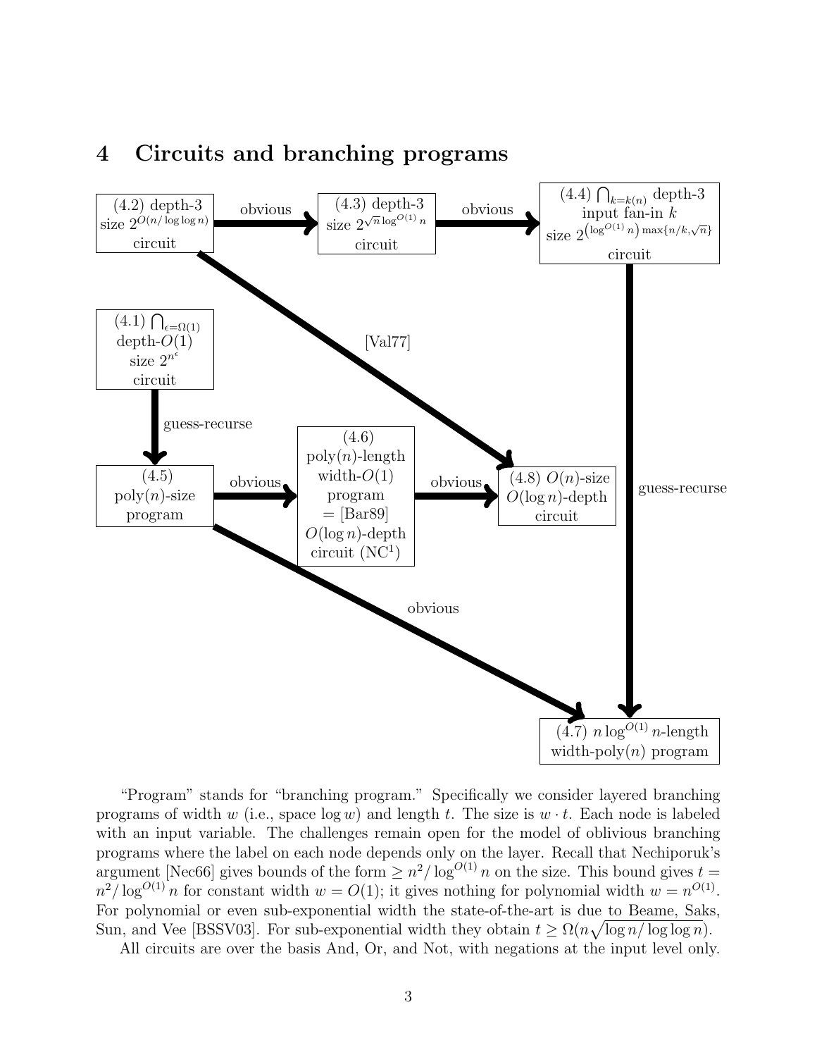# 4 Circuits and branching programs

(4.2) depth-3 size $2^{O(n/\log\log n)}$ circuit

(4.3) depth-3 size $2^{\sqrt{n}\log^{O(1)} n}$ circuit

(4.4) $\bigcap_{k=k(n)}$ depth-3 input fan-in $k$ size $2^{\left(\log^{O(1)} n\right)\max\{n/k,\sqrt{n}\}}$ circuit

(4.1) $\bigcap_{\epsilon=\Omega(1)}$ depth-$O(1)$ size $2^{n^{\epsilon}}$ circuit

(4.5) poly($n$)-size program

(4.6) poly($n$)-length width-$O(1)$ program = [Bar89] $O(\log n)$-depth circuit ($\mathrm{NC}^1$)

(4.8) $O(n)$-size $O(\log n)$-depth circuit

(4.7) $n\log^{O(1)} n$-length width-poly($n$) program

Arrows: (4.2) → (4.3): obvious; (4.3) → (4.4): obvious; (4.2) → (4.8): [Val77]; (4.1) → (4.5): guess-recurse; (4.5) → (4.6): obvious; (4.6) → (4.8): obvious; (4.5) → (4.7): obvious; (4.4) → (4.7): guess-recurse.

"Program" stands for "branching program." Specifically we consider layered branching programs of width $w$ (i.e., space $\log w$) and length $t$. The size is $w \cdot t$. Each node is labeled with an input variable. The challenges remain open for the model of oblivious branching programs where the label on each node depends only on the layer. Recall that Nechiporuk's argument [Nec66] gives bounds of the form $\geq n^2/\log^{O(1)} n$ on the size. This bound gives $t = n^2/\log^{O(1)} n$ for constant width $w = O(1)$; it gives nothing for polynomial width $w = n^{O(1)}$. For polynomial or even sub-exponential width the state-of-the-art is due to Beame, Saks, Sun, and Vee [BSSV03]. For sub-exponential width they obtain $t \geq \Omega(n\sqrt{\log n/\log\log n})$.

All circuits are over the basis And, Or, and Not, with negations at the input level only.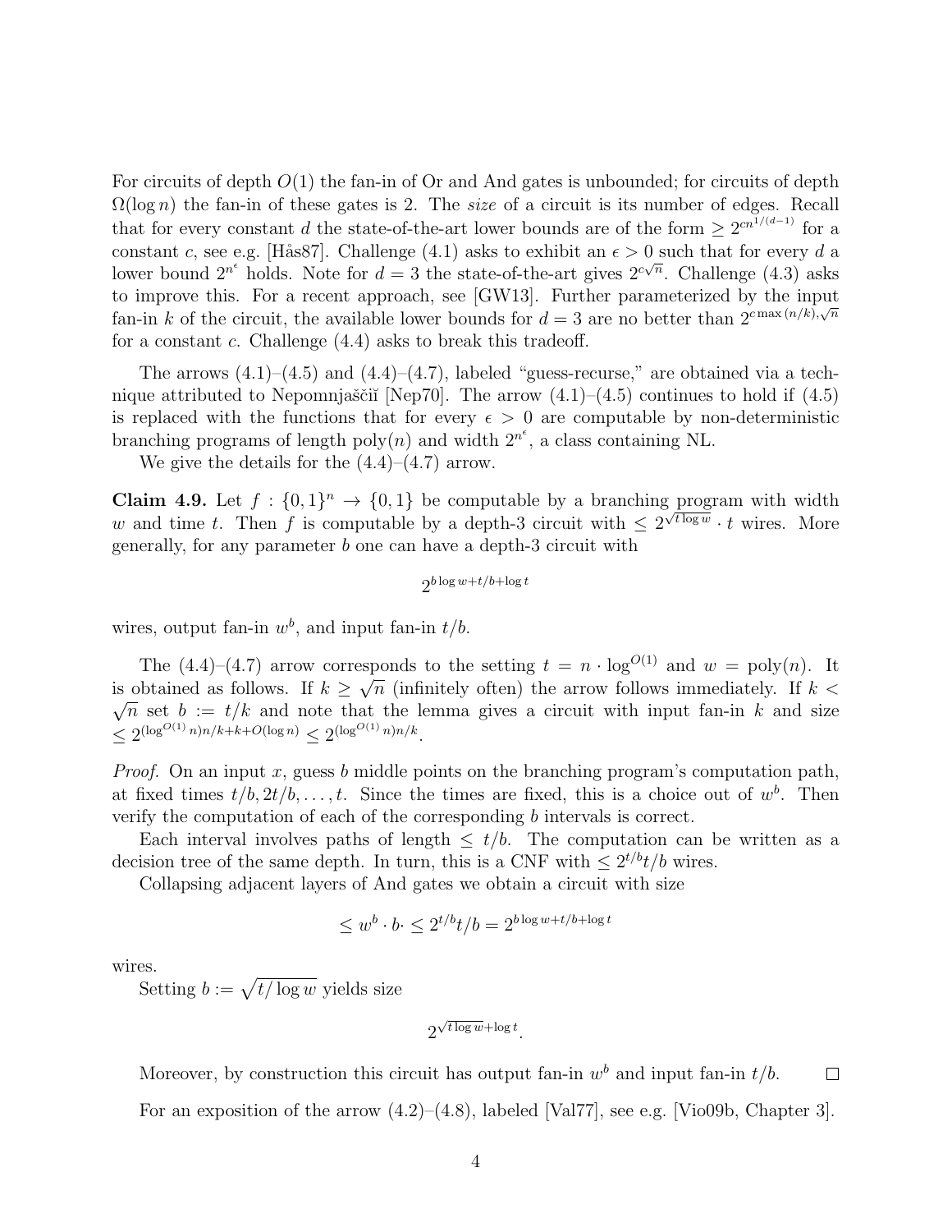For circuits of depth $O(1)$ the fan-in of Or and And gates is unbounded; for circuits of depth $\Omega(\log n)$ the fan-in of these gates is 2. The *size* of a circuit is its number of edges. Recall that for every constant $d$ the state-of-the-art lower bounds are of the form $\geq 2^{cn^{1/(d-1)}}$ for a constant $c$, see e.g. [Hås87]. Challenge (4.1) asks to exhibit an $\epsilon > 0$ such that for every $d$ a lower bound $2^{n^\epsilon}$ holds. Note for $d = 3$ the state-of-the-art gives $2^{c\sqrt{n}}$. Challenge (4.3) asks to improve this. For a recent approach, see [GW13]. Further parameterized by the input fan-in $k$ of the circuit, the available lower bounds for $d = 3$ are no better than $2^{c\max(n/k),\sqrt{n}}$ for a constant $c$. Challenge (4.4) asks to break this tradeoff.

The arrows (4.1)–(4.5) and (4.4)–(4.7), labeled "guess-recurse," are obtained via a technique attributed to Nepomnjaščiĭ [Nep70]. The arrow (4.1)–(4.5) continues to hold if (4.5) is replaced with the functions that for every $\epsilon > 0$ are computable by non-deterministic branching programs of length poly$(n)$ and width $2^{n^\epsilon}$, a class containing NL.

We give the details for the (4.4)–(4.7) arrow.

**Claim 4.9.** Let $f : \{0,1\}^n \to \{0,1\}$ be computable by a branching program with width $w$ and time $t$. Then $f$ is computable by a depth-3 circuit with $\leq 2^{\sqrt{t\log w}} \cdot t$ wires. More generally, for any parameter $b$ one can have a depth-3 circuit with

$$2^{b\log w + t/b + \log t}$$

wires, output fan-in $w^b$, and input fan-in $t/b$.

The (4.4)–(4.7) arrow corresponds to the setting $t = n \cdot \log^{O(1)}$ and $w = \text{poly}(n)$. It is obtained as follows. If $k \geq \sqrt{n}$ (infinitely often) the arrow follows immediately. If $k < \sqrt{n}$ set $b := t/k$ and note that the lemma gives a circuit with input fan-in $k$ and size $\leq 2^{(\log^{O(1)} n)n/k + k + O(\log n)} \leq 2^{(\log^{O(1)} n)n/k}$.

*Proof.* On an input $x$, guess $b$ middle points on the branching program's computation path, at fixed times $t/b, 2t/b, \ldots, t$. Since the times are fixed, this is a choice out of $w^b$. Then verify the computation of each of the corresponding $b$ intervals is correct.

Each interval involves paths of length $\leq t/b$. The computation can be written as a decision tree of the same depth. In turn, this is a CNF with $\leq 2^{t/b}t/b$ wires.

Collapsing adjacent layers of And gates we obtain a circuit with size

$$\leq w^b \cdot b \cdot \leq 2^{t/b}t/b = 2^{b\log w + t/b + \log t}$$

wires.

Setting $b := \sqrt{t/\log w}$ yields size

$$2^{\sqrt{t\log w} + \log t}.$$

Moreover, by construction this circuit has output fan-in $w^b$ and input fan-in $t/b$. ◻

For an exposition of the arrow (4.2)–(4.8), labeled [Val77], see e.g. [Vio09b, Chapter 3].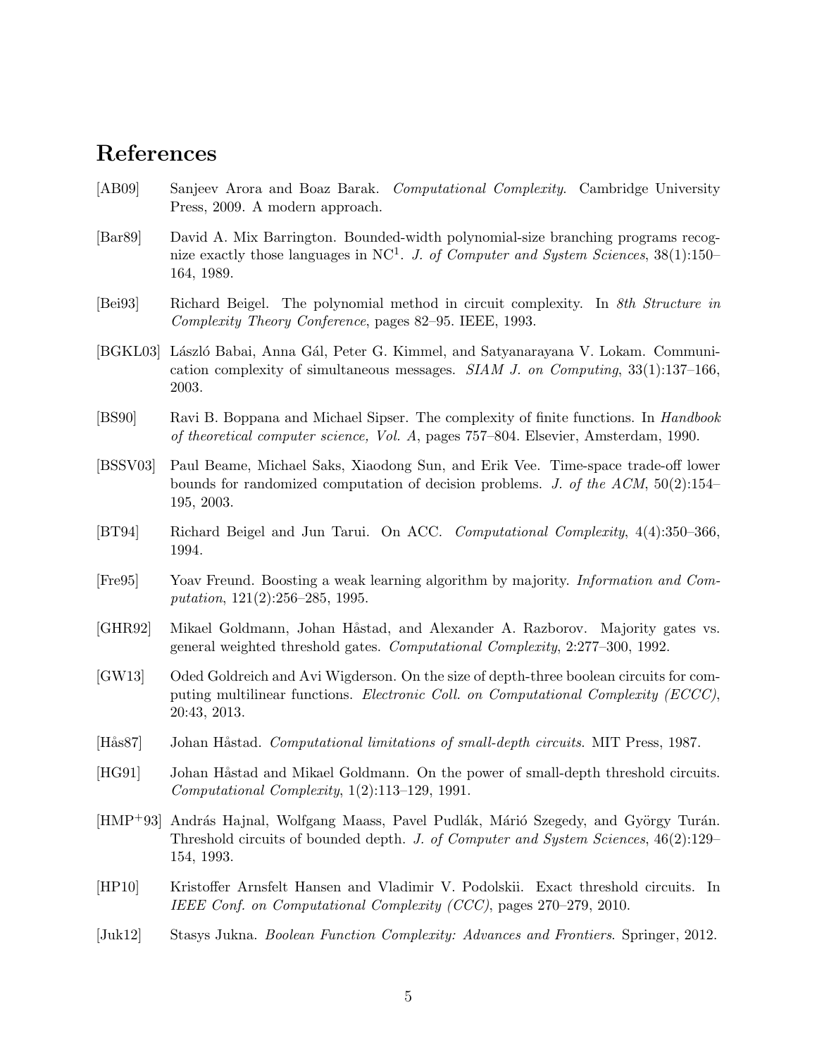# References

[AB09] Sanjeev Arora and Boaz Barak. *Computational Complexity*. Cambridge University Press, 2009. A modern approach.

[Bar89] David A. Mix Barrington. Bounded-width polynomial-size branching programs recognize exactly those languages in $\mathrm{NC}^1$. *J. of Computer and System Sciences*, 38(1):150–164, 1989.

[Bei93] Richard Beigel. The polynomial method in circuit complexity. In *8th Structure in Complexity Theory Conference*, pages 82–95. IEEE, 1993.

[BGKL03] László Babai, Anna Gál, Peter G. Kimmel, and Satyanarayana V. Lokam. Communication complexity of simultaneous messages. *SIAM J. on Computing*, 33(1):137–166, 2003.

[BS90] Ravi B. Boppana and Michael Sipser. The complexity of finite functions. In *Handbook of theoretical computer science, Vol. A*, pages 757–804. Elsevier, Amsterdam, 1990.

[BSSV03] Paul Beame, Michael Saks, Xiaodong Sun, and Erik Vee. Time-space trade-off lower bounds for randomized computation of decision problems. *J. of the ACM*, 50(2):154–195, 2003.

[BT94] Richard Beigel and Jun Tarui. On ACC. *Computational Complexity*, 4(4):350–366, 1994.

[Fre95] Yoav Freund. Boosting a weak learning algorithm by majority. *Information and Computation*, 121(2):256–285, 1995.

[GHR92] Mikael Goldmann, Johan Håstad, and Alexander A. Razborov. Majority gates vs. general weighted threshold gates. *Computational Complexity*, 2:277–300, 1992.

[GW13] Oded Goldreich and Avi Wigderson. On the size of depth-three boolean circuits for computing multilinear functions. *Electronic Coll. on Computational Complexity (ECCC)*, 20:43, 2013.

[Hås87] Johan Håstad. *Computational limitations of small-depth circuits*. MIT Press, 1987.

[HG91] Johan Håstad and Mikael Goldmann. On the power of small-depth threshold circuits. *Computational Complexity*, 1(2):113–129, 1991.

[HMP+93] András Hajnal, Wolfgang Maass, Pavel Pudlák, Márió Szegedy, and György Turán. Threshold circuits of bounded depth. *J. of Computer and System Sciences*, 46(2):129–154, 1993.

[HP10] Kristoffer Arnsfelt Hansen and Vladimir V. Podolskii. Exact threshold circuits. In *IEEE Conf. on Computational Complexity (CCC)*, pages 270–279, 2010.

[Juk12] Stasys Jukna. *Boolean Function Complexity: Advances and Frontiers*. Springer, 2012.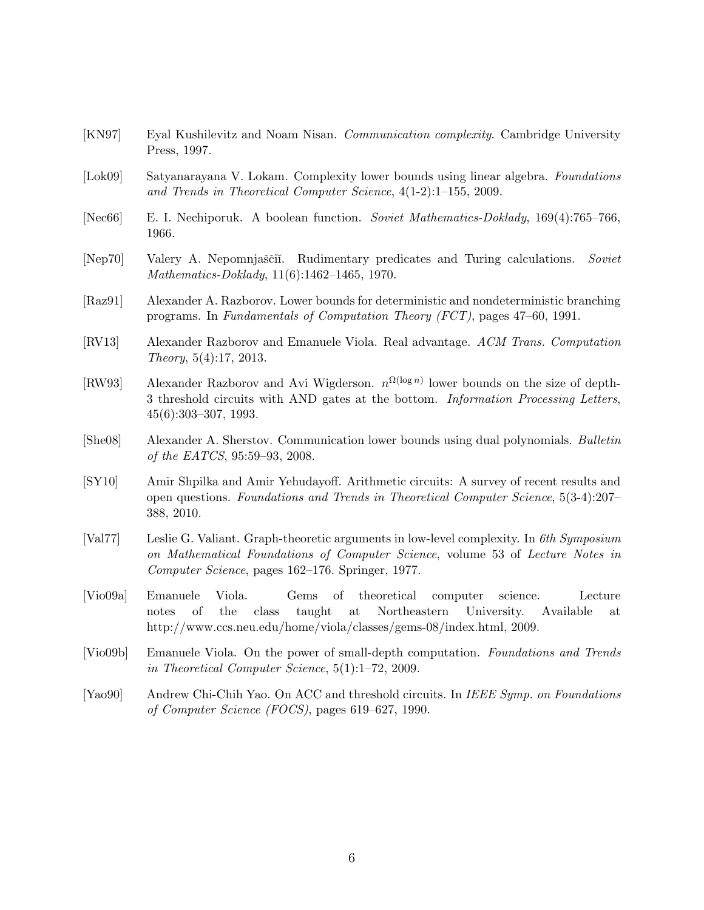[KN97] Eyal Kushilevitz and Noam Nisan. *Communication complexity*. Cambridge University Press, 1997.

[Lok09] Satyanarayana V. Lokam. Complexity lower bounds using linear algebra. *Foundations and Trends in Theoretical Computer Science*, 4(1-2):1–155, 2009.

[Nec66] E. I. Nechiporuk. A boolean function. *Soviet Mathematics-Doklady*, 169(4):765–766, 1966.

[Nep70] Valery A. Nepomnjaščiĭ. Rudimentary predicates and Turing calculations. *Soviet Mathematics-Doklady*, 11(6):1462–1465, 1970.

[Raz91] Alexander A. Razborov. Lower bounds for deterministic and nondeterministic branching programs. In *Fundamentals of Computation Theory (FCT)*, pages 47–60, 1991.

[RV13] Alexander Razborov and Emanuele Viola. Real advantage. *ACM Trans. Computation Theory*, 5(4):17, 2013.

[RW93] Alexander Razborov and Avi Wigderson. $n^{\Omega(\log n)}$ lower bounds on the size of depth-3 threshold circuits with AND gates at the bottom. *Information Processing Letters*, 45(6):303–307, 1993.

[She08] Alexander A. Sherstov. Communication lower bounds using dual polynomials. *Bulletin of the EATCS*, 95:59–93, 2008.

[SY10] Amir Shpilka and Amir Yehudayoff. Arithmetic circuits: A survey of recent results and open questions. *Foundations and Trends in Theoretical Computer Science*, 5(3-4):207–388, 2010.

[Val77] Leslie G. Valiant. Graph-theoretic arguments in low-level complexity. In *6th Symposium on Mathematical Foundations of Computer Science*, volume 53 of *Lecture Notes in Computer Science*, pages 162–176. Springer, 1977.

[Vio09a] Emanuele Viola. Gems of theoretical computer science. Lecture notes of the class taught at Northeastern University. Available at http://www.ccs.neu.edu/home/viola/classes/gems-08/index.html, 2009.

[Vio09b] Emanuele Viola. On the power of small-depth computation. *Foundations and Trends in Theoretical Computer Science*, 5(1):1–72, 2009.

[Yao90] Andrew Chi-Chih Yao. On ACC and threshold circuits. In *IEEE Symp. on Foundations of Computer Science (FOCS)*, pages 619–627, 1990.